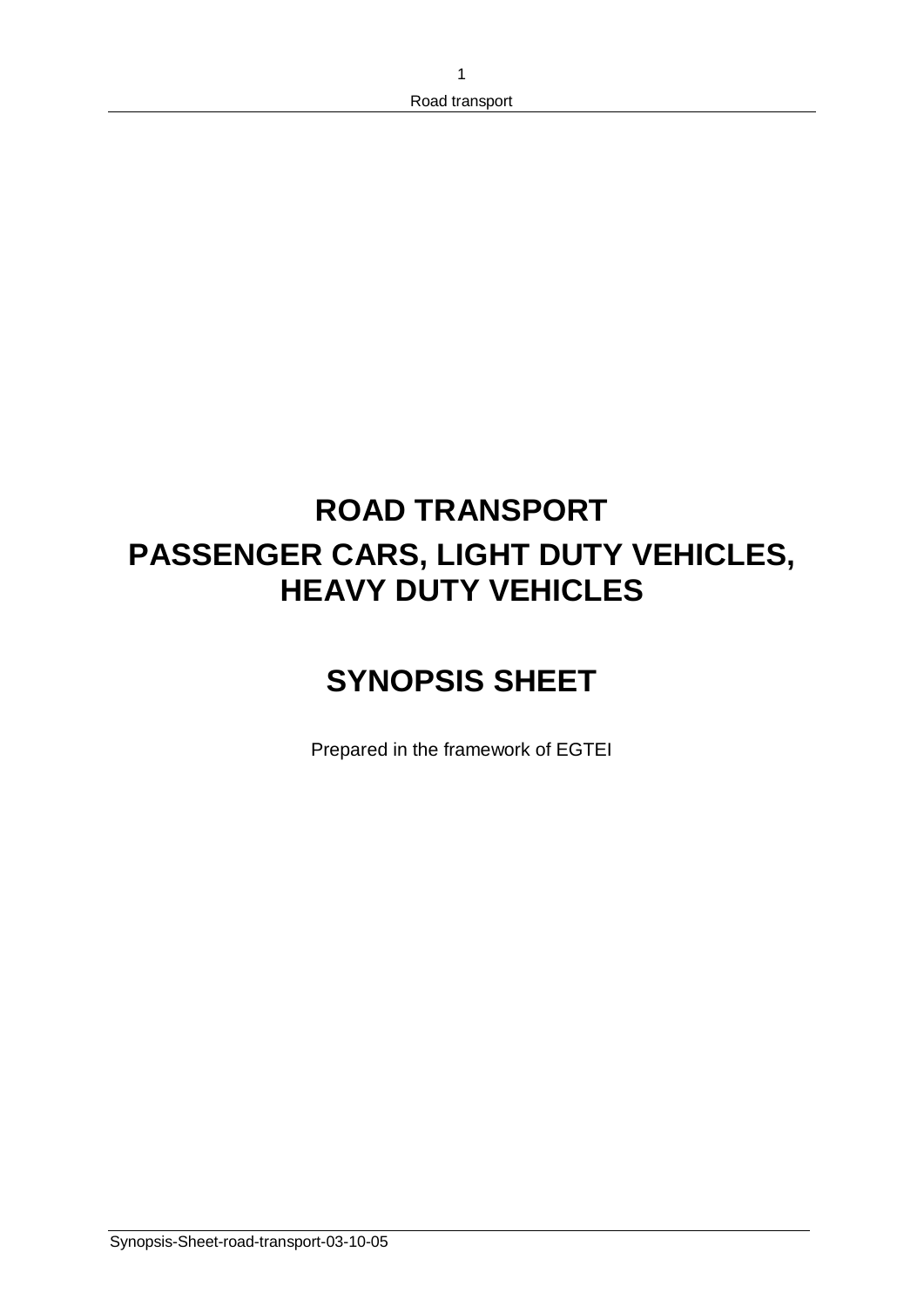# ROAD TRANSPORT

# PASSENGER CARS, LIGHT DUTY VEHICLES, HEAVY DUTY VEHICLES

# SYNOPSIS SHEET

Prepared in the framework of EGTEI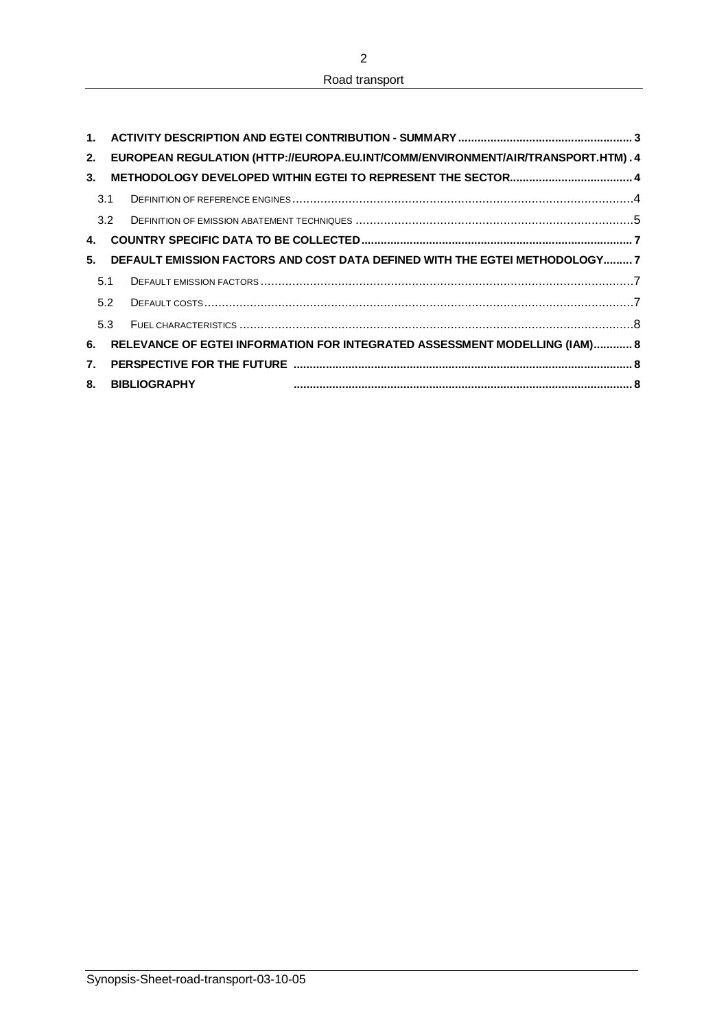1. ACTIVITY DESCRIPTION AND EGTEI CONTRIBUTION - SUMMARY ..................................................... 3
2. EUROPEAN REGULATION (HTTP://EUROPA.EU.INT/COMM/ENVIRONMENT/AIR/TRANSPORT.HTM) . 4
3. METHODOLOGY DEVELOPED WITHIN EGTEI TO REPRESENT THE SECTOR...................................... 4
   - 3.1 DEFINITION OF REFERENCE ENGINES ................................................................................................4
   - 3.2 DEFINITION OF EMISSION ABATEMENT TECHNIQUES ..............................................................................5
4. COUNTRY SPECIFIC DATA TO BE COLLECTED .................................................................................. 7
5. DEFAULT EMISSION FACTORS AND COST DATA DEFINED WITH THE EGTEI METHODOLOGY......... 7
   - 5.1 DEFAULT EMISSION FACTORS ........................................................................................................7
   - 5.2 DEFAULT COSTS.........................................................................................................................7
   - 5.3 FUEL CHARACTERISTICS ...............................................................................................................8
6. RELEVANCE OF EGTEI INFORMATION FOR INTEGRATED ASSESSMENT MODELLING (IAM)............ 8
7. PERSPECTIVE FOR THE FUTURE ...................................................................................................... 8
8. BIBLIOGRAPHY ...................................................................................................... 8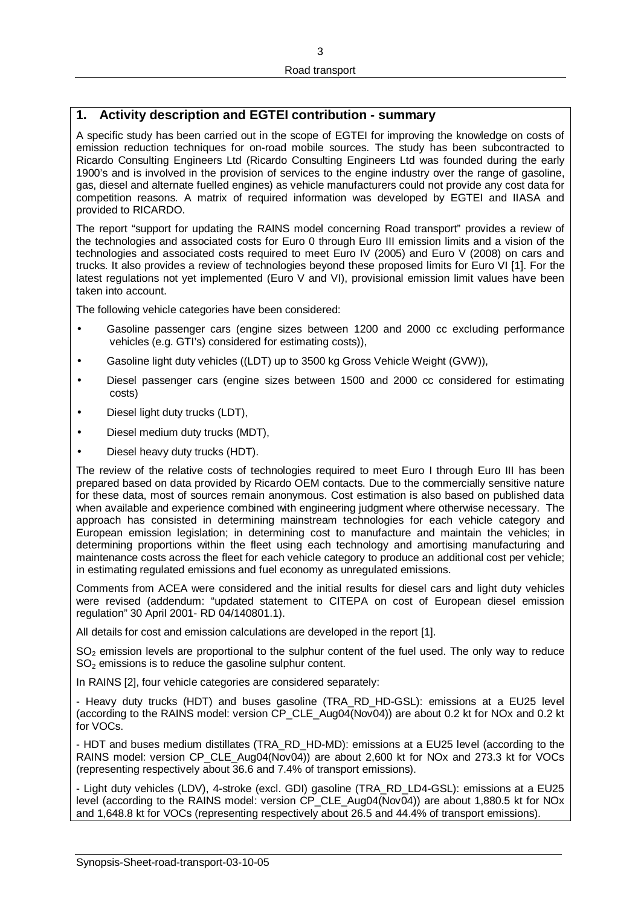## 1. Activity description and EGTEI contribution - summary

A specific study has been carried out in the scope of EGTEI for improving the knowledge on costs of emission reduction techniques for on-road mobile sources. The study has been subcontracted to Ricardo Consulting Engineers Ltd (Ricardo Consulting Engineers Ltd was founded during the early 1900's and is involved in the provision of services to the engine industry over the range of gasoline, gas, diesel and alternate fuelled engines) as vehicle manufacturers could not provide any cost data for competition reasons. A matrix of required information was developed by EGTEI and IIASA and provided to RICARDO.

The report "support for updating the RAINS model concerning Road transport" provides a review of the technologies and associated costs for Euro 0 through Euro III emission limits and a vision of the technologies and associated costs required to meet Euro IV (2005) and Euro V (2008) on cars and trucks. It also provides a review of technologies beyond these proposed limits for Euro VI [1]. For the latest regulations not yet implemented (Euro V and VI), provisional emission limit values have been taken into account.

The following vehicle categories have been considered:

- Gasoline passenger cars (engine sizes between 1200 and 2000 cc excluding performance vehicles (e.g. GTI's) considered for estimating costs)),
- Gasoline light duty vehicles ((LDT) up to 3500 kg Gross Vehicle Weight (GVW)),
- Diesel passenger cars (engine sizes between 1500 and 2000 cc considered for estimating costs)
- Diesel light duty trucks (LDT),
- Diesel medium duty trucks (MDT),
- Diesel heavy duty trucks (HDT).

The review of the relative costs of technologies required to meet Euro I through Euro III has been prepared based on data provided by Ricardo OEM contacts. Due to the commercially sensitive nature for these data, most of sources remain anonymous. Cost estimation is also based on published data when available and experience combined with engineering judgment where otherwise necessary. The approach has consisted in determining mainstream technologies for each vehicle category and European emission legislation; in determining cost to manufacture and maintain the vehicles; in determining proportions within the fleet using each technology and amortising manufacturing and maintenance costs across the fleet for each vehicle category to produce an additional cost per vehicle; in estimating regulated emissions and fuel economy as unregulated emissions.

Comments from ACEA were considered and the initial results for diesel cars and light duty vehicles were revised (addendum: "updated statement to CITEPA on cost of European diesel emission regulation" 30 April 2001- RD 04/140801.1).

All details for cost and emission calculations are developed in the report [1].

$SO_2$ emission levels are proportional to the sulphur content of the fuel used. The only way to reduce $SO_2$ emissions is to reduce the gasoline sulphur content.

In RAINS [2], four vehicle categories are considered separately:

- Heavy duty trucks (HDT) and buses gasoline (TRA_RD_HD-GSL): emissions at a EU25 level (according to the RAINS model: version CP_CLE_Aug04(Nov04)) are about 0.2 kt for NOx and 0.2 kt for VOCs.

- HDT and buses medium distillates (TRA_RD_HD-MD): emissions at a EU25 level (according to the RAINS model: version CP_CLE_Aug04(Nov04)) are about 2,600 kt for NOx and 273.3 kt for VOCs (representing respectively about 36.6 and 7.4% of transport emissions).

- Light duty vehicles (LDV), 4-stroke (excl. GDI) gasoline (TRA_RD_LD4-GSL): emissions at a EU25 level (according to the RAINS model: version CP_CLE_Aug04(Nov04)) are about 1,880.5 kt for NOx and 1,648.8 kt for VOCs (representing respectively about 26.5 and 44.4% of transport emissions).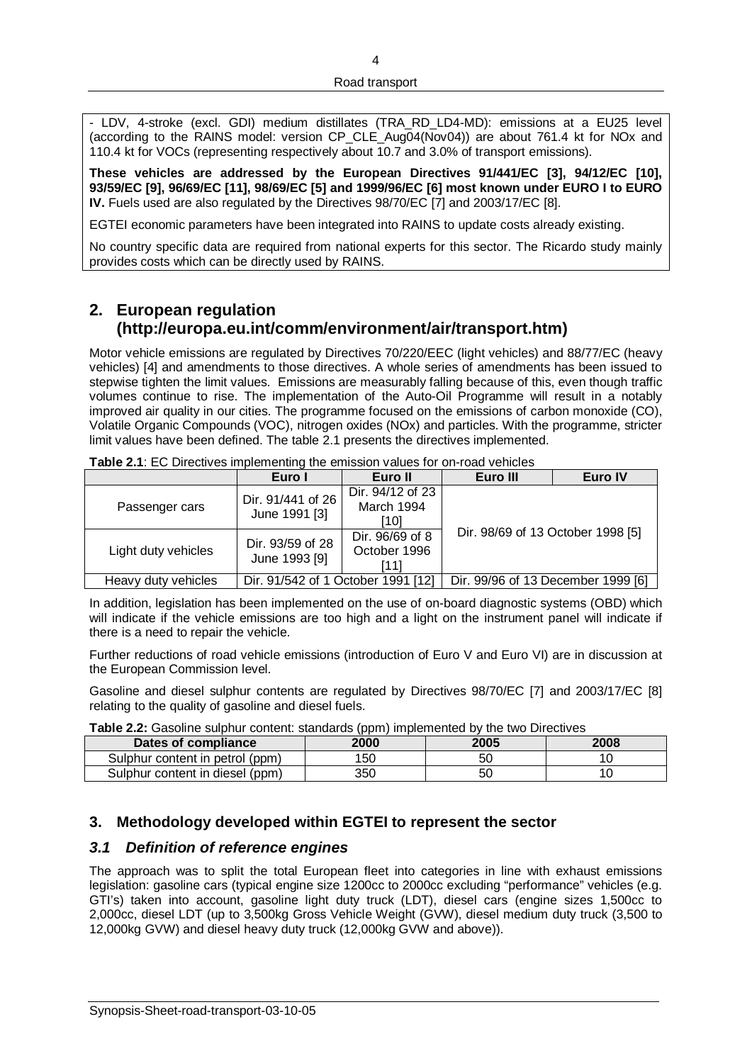- LDV, 4-stroke (excl. GDI) medium distillates (TRA_RD_LD4-MD): emissions at a EU25 level (according to the RAINS model: version CP_CLE_Aug04(Nov04)) are about 761.4 kt for NOx and 110.4 kt for VOCs (representing respectively about 10.7 and 3.0% of transport emissions).

**These vehicles are addressed by the European Directives 91/441/EC [3], 94/12/EC [10], 93/59/EC [9], 96/69/EC [11], 98/69/EC [5] and 1999/96/EC [6] most known under EURO I to EURO IV.** Fuels used are also regulated by the Directives 98/70/EC [7] and 2003/17/EC [8].

EGTEI economic parameters have been integrated into RAINS to update costs already existing.

No country specific data are required from national experts for this sector. The Ricardo study mainly provides costs which can be directly used by RAINS.

## 2. European regulation (http://europa.eu.int/comm/environment/air/transport.htm)

Motor vehicle emissions are regulated by Directives 70/220/EEC (light vehicles) and 88/77/EC (heavy vehicles) [4] and amendments to those directives. A whole series of amendments has been issued to stepwise tighten the limit values. Emissions are measurably falling because of this, even though traffic volumes continue to rise. The implementation of the Auto-Oil Programme will result in a notably improved air quality in our cities. The programme focused on the emissions of carbon monoxide (CO), Volatile Organic Compounds (VOC), nitrogen oxides (NOx) and particles. With the programme, stricter limit values have been defined. The table 2.1 presents the directives implemented.

**Table 2.1**: EC Directives implementing the emission values for on-road vehicles

| | Euro I | Euro II | Euro III | Euro IV |
|---|---|---|---|---|
| Passenger cars | Dir. 91/441 of 26 June 1991 [3] | Dir. 94/12 of 23 March 1994 [10] | Dir. 98/69 of 13 October 1998 [5] | |
| Light duty vehicles | Dir. 93/59 of 28 June 1993 [9] | Dir. 96/69 of 8 October 1996 [11] | Dir. 98/69 of 13 October 1998 [5] | |
| Heavy duty vehicles | Dir. 91/542 of 1 October 1991 [12] | | Dir. 99/96 of 13 December 1999 [6] | |

In addition, legislation has been implemented on the use of on-board diagnostic systems (OBD) which will indicate if the vehicle emissions are too high and a light on the instrument panel will indicate if there is a need to repair the vehicle.

Further reductions of road vehicle emissions (introduction of Euro V and Euro VI) are in discussion at the European Commission level.

Gasoline and diesel sulphur contents are regulated by Directives 98/70/EC [7] and 2003/17/EC [8] relating to the quality of gasoline and diesel fuels.

**Table 2.2:** Gasoline sulphur content: standards (ppm) implemented by the two Directives

| Dates of compliance | 2000 | 2005 | 2008 |
|---|---|---|---|
| Sulphur content in petrol (ppm) | 150 | 50 | 10 |
| Sulphur content in diesel (ppm) | 350 | 50 | 10 |

## 3. Methodology developed within EGTEI to represent the sector

### *3.1 Definition of reference engines*

The approach was to split the total European fleet into categories in line with exhaust emissions legislation: gasoline cars (typical engine size 1200cc to 2000cc excluding "performance" vehicles (e.g. GTI's) taken into account, gasoline light duty truck (LDT), diesel cars (engine sizes 1,500cc to 2,000cc, diesel LDT (up to 3,500kg Gross Vehicle Weight (GVW), diesel medium duty truck (3,500 to 12,000kg GVW) and diesel heavy duty truck (12,000kg GVW and above)).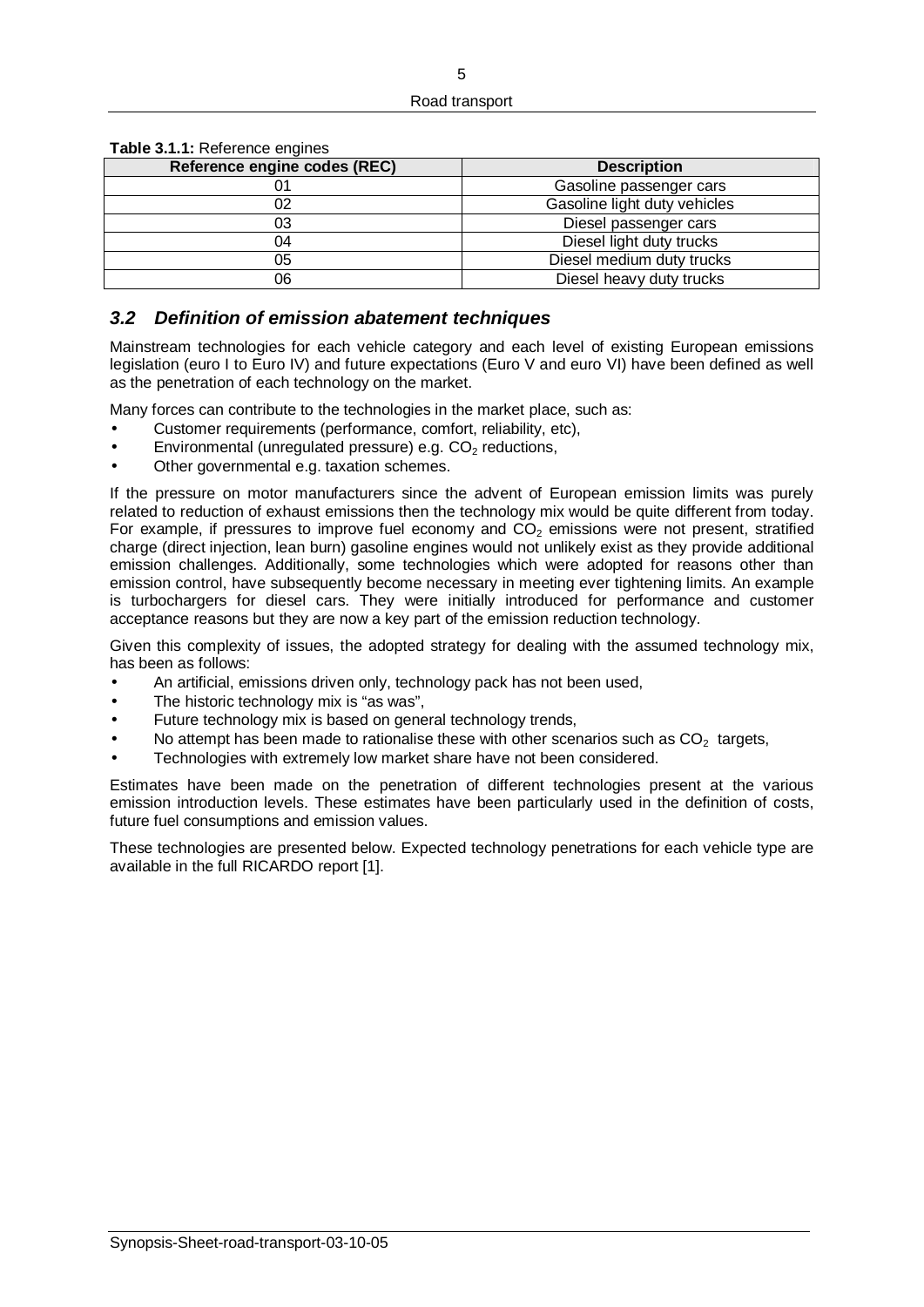**Table 3.1.1:** Reference engines

| Reference engine codes (REC) | Description |
|---|---|
| 01 | Gasoline passenger cars |
| 02 | Gasoline light duty vehicles |
| 03 | Diesel passenger cars |
| 04 | Diesel light duty trucks |
| 05 | Diesel medium duty trucks |
| 06 | Diesel heavy duty trucks |

### *3.2 Definition of emission abatement techniques*

Mainstream technologies for each vehicle category and each level of existing European emissions legislation (euro I to Euro IV) and future expectations (Euro V and euro VI) have been defined as well as the penetration of each technology on the market.

Many forces can contribute to the technologies in the market place, such as:

- Customer requirements (performance, comfort, reliability, etc),
- Environmental (unregulated pressure) e.g. $CO_2$ reductions,
- Other governmental e.g. taxation schemes.

If the pressure on motor manufacturers since the advent of European emission limits was purely related to reduction of exhaust emissions then the technology mix would be quite different from today. For example, if pressures to improve fuel economy and $CO_2$ emissions were not present, stratified charge (direct injection, lean burn) gasoline engines would not unlikely exist as they provide additional emission challenges. Additionally, some technologies which were adopted for reasons other than emission control, have subsequently become necessary in meeting ever tightening limits. An example is turbochargers for diesel cars. They were initially introduced for performance and customer acceptance reasons but they are now a key part of the emission reduction technology.

Given this complexity of issues, the adopted strategy for dealing with the assumed technology mix, has been as follows:

- An artificial, emissions driven only, technology pack has not been used,
- The historic technology mix is "as was",
- Future technology mix is based on general technology trends,
- No attempt has been made to rationalise these with other scenarios such as $CO_2$ targets,
- Technologies with extremely low market share have not been considered.

Estimates have been made on the penetration of different technologies present at the various emission introduction levels. These estimates have been particularly used in the definition of costs, future fuel consumptions and emission values.

These technologies are presented below. Expected technology penetrations for each vehicle type are available in the full RICARDO report [1].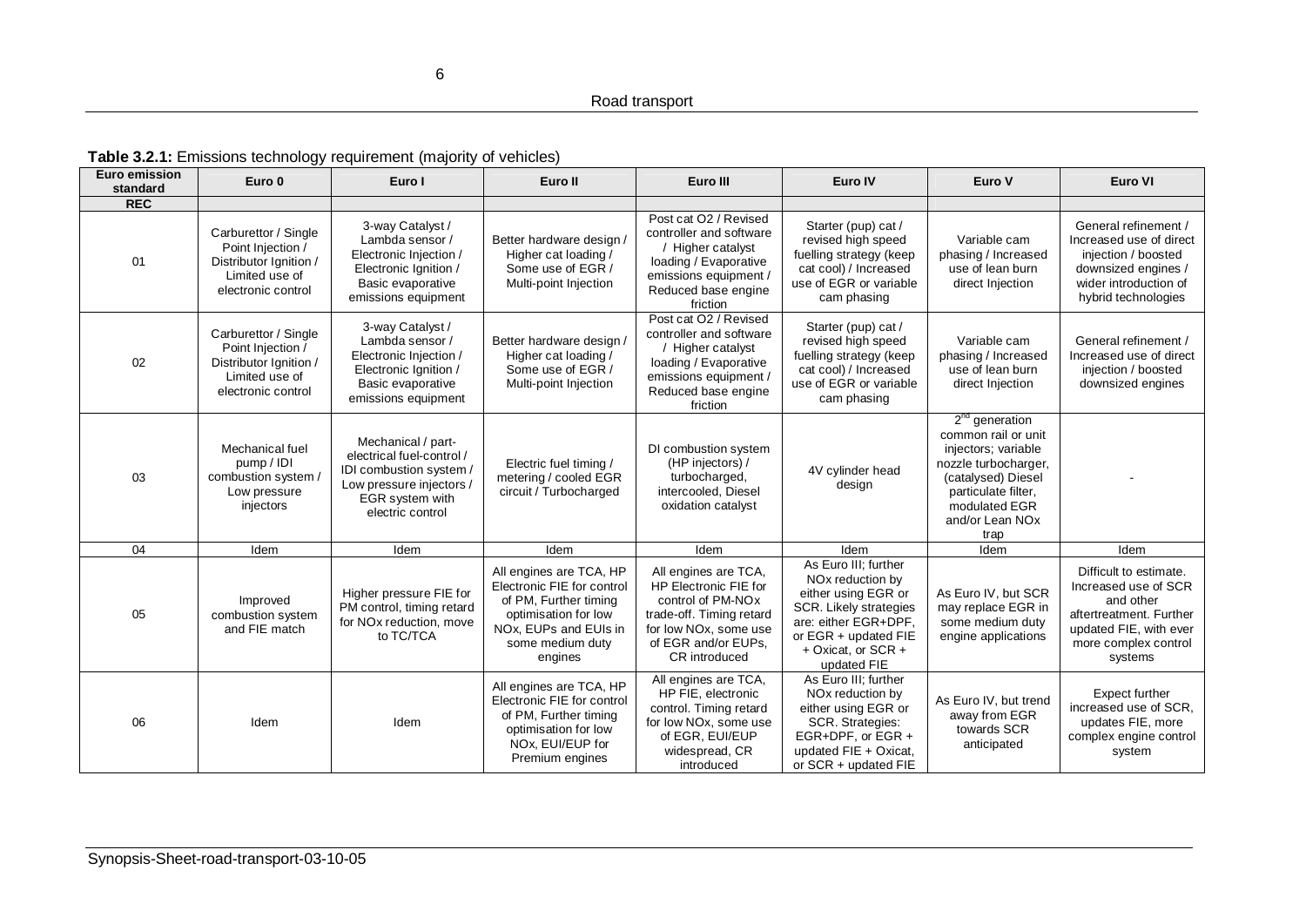**Table 3.2.1:** Emissions technology requirement (majority of vehicles)

| Euro emission standard | Euro 0 | Euro I | Euro II | Euro III | Euro IV | Euro V | Euro VI |
|---|---|---|---|---|---|---|---|
| **REC** | | | | | | | |
| 01 | Carburettor / Single Point Injection / Distributor Ignition / Limited use of electronic control | 3-way Catalyst / Lambda sensor / Electronic Injection / Electronic Ignition / Basic evaporative emissions equipment | Better hardware design / Higher cat loading / Some use of EGR / Multi-point Injection | Post cat O2 / Revised controller and software / Higher catalyst loading / Evaporative emissions equipment / Reduced base engine friction | Starter (pup) cat / revised high speed fuelling strategy (keep cat cool) / Increased use of EGR or variable cam phasing | Variable cam phasing / Increased use of lean burn direct Injection | General refinement / Increased use of direct injection / boosted downsized engines / wider introduction of hybrid technologies |
| 02 | Carburettor / Single Point Injection / Distributor Ignition / Limited use of electronic control | 3-way Catalyst / Lambda sensor / Electronic Injection / Electronic Ignition / Basic evaporative emissions equipment | Better hardware design / Higher cat loading / Some use of EGR / Multi-point Injection | Post cat O2 / Revised controller and software / Higher catalyst loading / Evaporative emissions equipment / Reduced base engine friction | Starter (pup) cat / revised high speed fuelling strategy (keep cat cool) / Increased use of EGR or variable cam phasing | Variable cam phasing / Increased use of lean burn direct Injection | General refinement / Increased use of direct injection / boosted downsized engines |
| 03 | Mechanical fuel pump / IDI combustion system / Low pressure injectors | Mechanical / part-electrical fuel-control / IDI combustion system / Low pressure injectors / EGR system with electric control | Electric fuel timing / metering / cooled EGR circuit / Turbocharged | DI combustion system (HP injectors) / turbocharged, intercooled, Diesel oxidation catalyst | 4V cylinder head design | 2[nd] generation common rail or unit injectors; variable nozzle turbocharger, (catalysed) Diesel particulate filter, modulated EGR and/or Lean NOx trap | - |
| 04 | Idem | Idem | Idem | Idem | Idem | Idem | Idem |
| 05 | Improved combustion system and FIE match | Higher pressure FIE for PM control, timing retard for NOx reduction, move to TC/TCA | All engines are TCA, HP Electronic FIE for control of PM, Further timing optimisation for low NOx, EUPs and EUIs in some medium duty engines | All engines are TCA, HP Electronic FIE for control of PM-NOx trade-off. Timing retard for low NOx, some use of EGR and/or EUPs, CR introduced | As Euro III; further NOx reduction by either using EGR or SCR. Likely strategies are: either EGR+DPF, or EGR + updated FIE + Oxicat, or SCR + updated FIE | As Euro IV, but SCR may replace EGR in some medium duty engine applications | Difficult to estimate. Increased use of SCR and other aftertreatment. Further updated FIE, with ever more complex control systems |
| 06 | Idem | Idem | All engines are TCA, HP Electronic FIE for control of PM, Further timing optimisation for low NOx, EUI/EUP for Premium engines | All engines are TCA, HP FIE, electronic control. Timing retard for low NOx, some use of EGR, EUI/EUP widespread, CR introduced | As Euro III; further NOx reduction by either using EGR or SCR. Strategies: EGR+DPF, or EGR + updated FIE + Oxicat, or SCR + updated FIE | As Euro IV, but trend away from EGR towards SCR anticipated | Expect further increased use of SCR, updates FIE, more complex engine control system |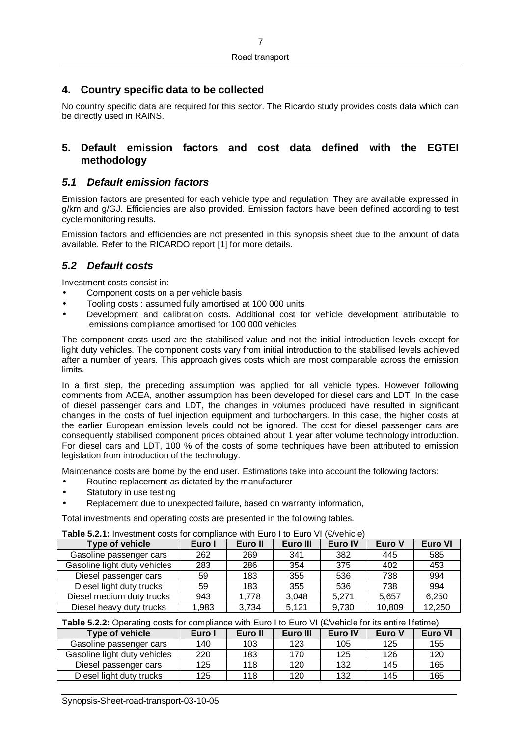## 4. Country specific data to be collected

No country specific data are required for this sector. The Ricardo study provides costs data which can be directly used in RAINS.

## 5. Default emission factors and cost data defined with the EGTEI methodology

### *5.1 Default emission factors*

Emission factors are presented for each vehicle type and regulation. They are available expressed in g/km and g/GJ. Efficiencies are also provided. Emission factors have been defined according to test cycle monitoring results.

Emission factors and efficiencies are not presented in this synopsis sheet due to the amount of data available. Refer to the RICARDO report [1] for more details.

### *5.2 Default costs*

Investment costs consist in:

- Component costs on a per vehicle basis
- Tooling costs : assumed fully amortised at 100 000 units
- Development and calibration costs. Additional cost for vehicle development attributable to emissions compliance amortised for 100 000 vehicles

The component costs used are the stabilised value and not the initial introduction levels except for light duty vehicles. The component costs vary from initial introduction to the stabilised levels achieved after a number of years. This approach gives costs which are most comparable across the emission limits.

In a first step, the preceding assumption was applied for all vehicle types. However following comments from ACEA, another assumption has been developed for diesel cars and LDT. In the case of diesel passenger cars and LDT, the changes in volumes produced have resulted in significant changes in the costs of fuel injection equipment and turbochargers. In this case, the higher costs at the earlier European emission levels could not be ignored. The cost for diesel passenger cars are consequently stabilised component prices obtained about 1 year after volume technology introduction. For diesel cars and LDT, 100 % of the costs of some techniques have been attributed to emission legislation from introduction of the technology.

Maintenance costs are borne by the end user. Estimations take into account the following factors:

- Routine replacement as dictated by the manufacturer
- Statutory in use testing
- Replacement due to unexpected failure, based on warranty information,

Total investments and operating costs are presented in the following tables.

**Table 5.2.1:** Investment costs for compliance with Euro I to Euro VI (€/vehicle)

| Type of vehicle | Euro I | Euro II | Euro III | Euro IV | Euro V | Euro VI |
|---|---|---|---|---|---|---|
| Gasoline passenger cars | 262 | 269 | 341 | 382 | 445 | 585 |
| Gasoline light duty vehicles | 283 | 286 | 354 | 375 | 402 | 453 |
| Diesel passenger cars | 59 | 183 | 355 | 536 | 738 | 994 |
| Diesel light duty trucks | 59 | 183 | 355 | 536 | 738 | 994 |
| Diesel medium duty trucks | 943 | 1,778 | 3,048 | 5,271 | 5,657 | 6,250 |
| Diesel heavy duty trucks | 1,983 | 3,734 | 5,121 | 9,730 | 10,809 | 12,250 |

**Table 5.2.2:** Operating costs for compliance with Euro I to Euro VI (€/vehicle for its entire lifetime)

| Type of vehicle | Euro I | Euro II | Euro III | Euro IV | Euro V | Euro VI |
|---|---|---|---|---|---|---|
| Gasoline passenger cars | 140 | 103 | 123 | 105 | 125 | 155 |
| Gasoline light duty vehicles | 220 | 183 | 170 | 125 | 126 | 120 |
| Diesel passenger cars | 125 | 118 | 120 | 132 | 145 | 165 |
| Diesel light duty trucks | 125 | 118 | 120 | 132 | 145 | 165 |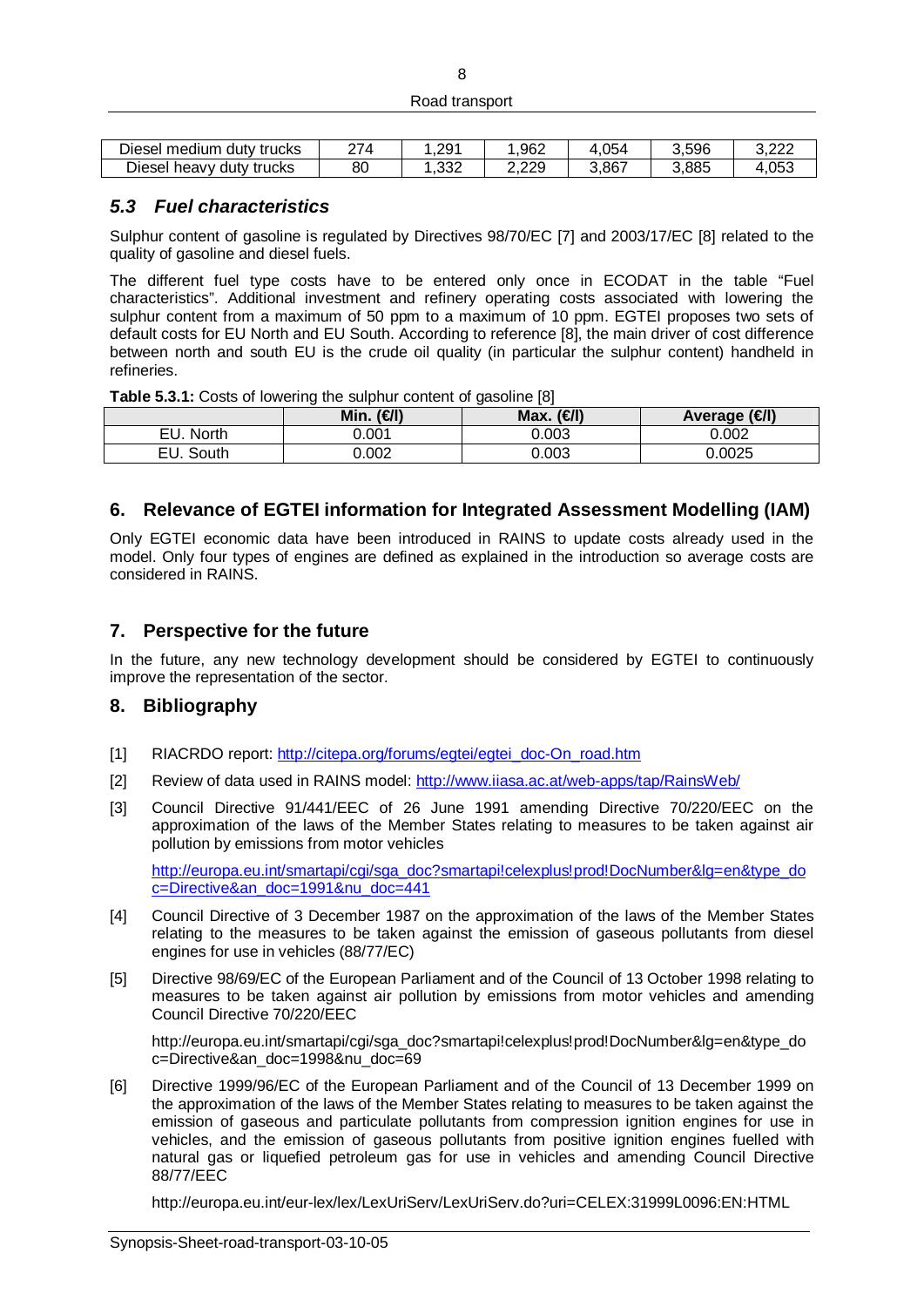| Diesel medium duty trucks | 274 | 1,291 | 1,962 | 4,054 | 3,596 | 3,222 |
|---|---|---|---|---|---|---|
| Diesel heavy duty trucks | 80 | 1,332 | 2,229 | 3,867 | 3,885 | 4,053 |

### *5.3 Fuel characteristics*

Sulphur content of gasoline is regulated by Directives 98/70/EC [7] and 2003/17/EC [8] related to the quality of gasoline and diesel fuels.

The different fuel type costs have to be entered only once in ECODAT in the table "Fuel characteristics". Additional investment and refinery operating costs associated with lowering the sulphur content from a maximum of 50 ppm to a maximum of 10 ppm. EGTEI proposes two sets of default costs for EU North and EU South. According to reference [8], the main driver of cost difference between north and south EU is the crude oil quality (in particular the sulphur content) handheld in refineries.

**Table 5.3.1:** Costs of lowering the sulphur content of gasoline [8]

| | Min. (€/l) | Max. (€/l) | Average (€/l) |
|---|---|---|---|
| EU. North | 0.001 | 0.003 | 0.002 |
| EU. South | 0.002 | 0.003 | 0.0025 |

## 6. Relevance of EGTEI information for Integrated Assessment Modelling (IAM)

Only EGTEI economic data have been introduced in RAINS to update costs already used in the model. Only four types of engines are defined as explained in the introduction so average costs are considered in RAINS.

## 7. Perspective for the future

In the future, any new technology development should be considered by EGTEI to continuously improve the representation of the sector.

## 8. Bibliography

[1] RIACRDO report: http://citepa.org/forums/egtei/egtei_doc-On_road.htm

[2] Review of data used in RAINS model: http://www.iiasa.ac.at/web-apps/tap/RainsWeb/

[3] Council Directive 91/441/EEC of 26 June 1991 amending Directive 70/220/EEC on the approximation of the laws of the Member States relating to measures to be taken against air pollution by emissions from motor vehicles

http://europa.eu.int/smartapi/cgi/sga_doc?smartapi!celexplus!prod!DocNumber&lg=en&type_doc=Directive&an_doc=1991&nu_doc=441

[4] Council Directive of 3 December 1987 on the approximation of the laws of the Member States relating to the measures to be taken against the emission of gaseous pollutants from diesel engines for use in vehicles (88/77/EC)

[5] Directive 98/69/EC of the European Parliament and of the Council of 13 October 1998 relating to measures to be taken against air pollution by emissions from motor vehicles and amending Council Directive 70/220/EEC

http://europa.eu.int/smartapi/cgi/sga_doc?smartapi!celexplus!prod!DocNumber&lg=en&type_doc=Directive&an_doc=1998&nu_doc=69

[6] Directive 1999/96/EC of the European Parliament and of the Council of 13 December 1999 on the approximation of the laws of the Member States relating to measures to be taken against the emission of gaseous and particulate pollutants from compression ignition engines for use in vehicles, and the emission of gaseous pollutants from positive ignition engines fuelled with natural gas or liquefied petroleum gas for use in vehicles and amending Council Directive 88/77/EEC

http://europa.eu.int/eur-lex/lex/LexUriServ/LexUriServ.do?uri=CELEX:31999L0096:EN:HTML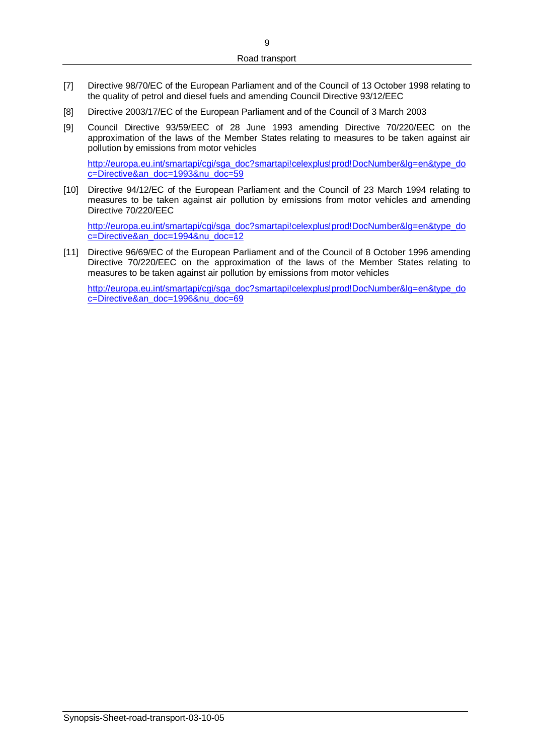[7] Directive 98/70/EC of the European Parliament and of the Council of 13 October 1998 relating to the quality of petrol and diesel fuels and amending Council Directive 93/12/EEC

[8] Directive 2003/17/EC of the European Parliament and of the Council of 3 March 2003

[9] Council Directive 93/59/EEC of 28 June 1993 amending Directive 70/220/EEC on the approximation of the laws of the Member States relating to measures to be taken against air pollution by emissions from motor vehicles

http://europa.eu.int/smartapi/cgi/sga_doc?smartapi!celexplus!prod!DocNumber&lg=en&type_doc=Directive&an_doc=1993&nu_doc=59

[10] Directive 94/12/EC of the European Parliament and the Council of 23 March 1994 relating to measures to be taken against air pollution by emissions from motor vehicles and amending Directive 70/220/EEC

http://europa.eu.int/smartapi/cgi/sga_doc?smartapi!celexplus!prod!DocNumber&lg=en&type_doc=Directive&an_doc=1994&nu_doc=12

[11] Directive 96/69/EC of the European Parliament and of the Council of 8 October 1996 amending Directive 70/220/EEC on the approximation of the laws of the Member States relating to measures to be taken against air pollution by emissions from motor vehicles

http://europa.eu.int/smartapi/cgi/sga_doc?smartapi!celexplus!prod!DocNumber&lg=en&type_doc=Directive&an_doc=1996&nu_doc=69